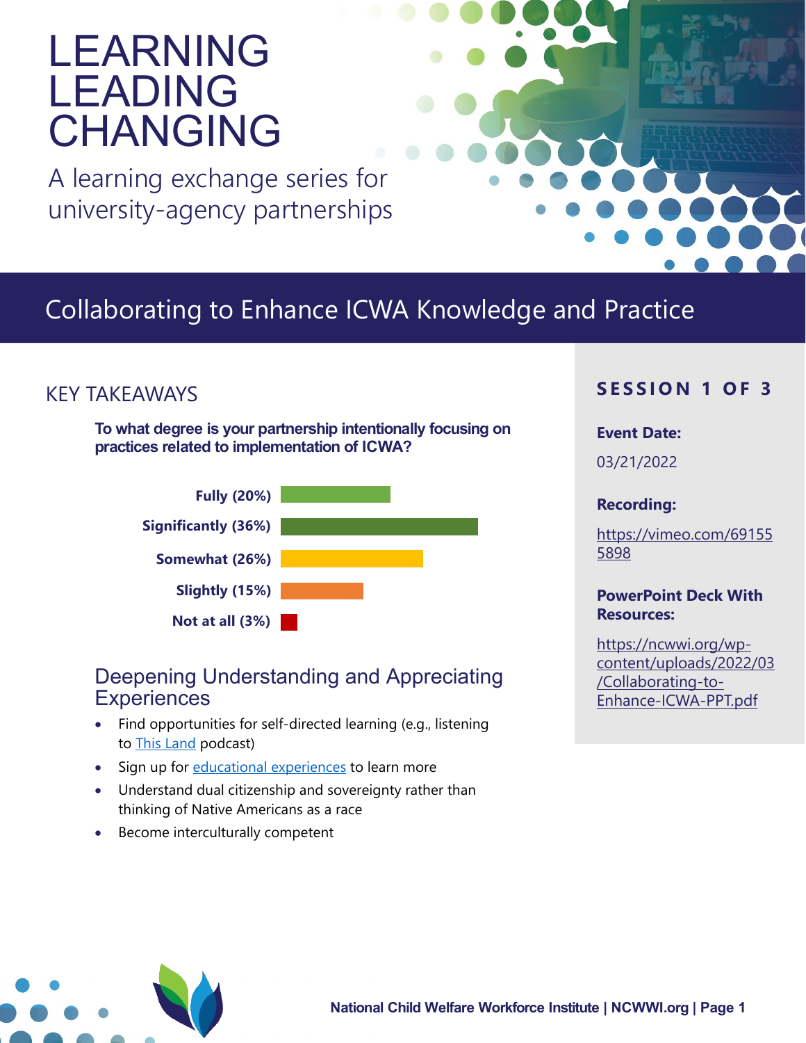# LEARNING LEADING CHANGING

A learning exchange series for university-agency partnerships

## Collaborating to Enhance ICWA Knowledge and Practice

## KEY TAKEAWAYS

**To what degree is your partnership intentionally focusing on practices related to implementation of ICWA?**

- **Fully (20%)**
- **Significantly (36%)**
- **Somewhat (26%)**
- **Slightly (15%)**
- **Not at all (3%)**

### Deepening Understanding and Appreciating Experiences

- Find opportunities for self-directed learning (e.g., listening to This Land podcast)
- Sign up for educational experiences to learn more
- Understand dual citizenship and sovereignty rather than thinking of Native Americans as a race
- Become interculturally competent

**SESSION 1 OF 3**

**Event Date:**

03/21/2022

**Recording:**

https://vimeo.com/691555898

**PowerPoint Deck With Resources:**

https://ncwwi.org/wp-content/uploads/2022/03/Collaborating-to-Enhance-ICWA-PPT.pdf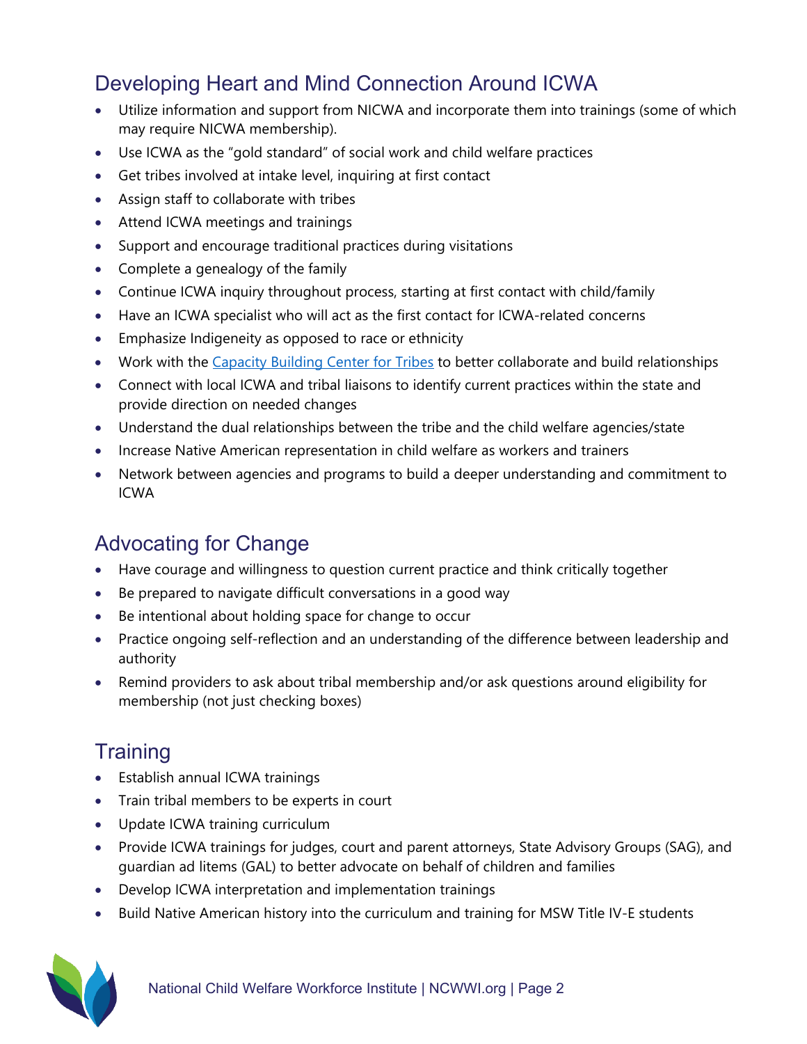## Developing Heart and Mind Connection Around ICWA

- Utilize information and support from NICWA and incorporate them into trainings (some of which may require NICWA membership).
- Use ICWA as the "gold standard" of social work and child welfare practices
- Get tribes involved at intake level, inquiring at first contact
- Assign staff to collaborate with tribes
- Attend ICWA meetings and trainings
- Support and encourage traditional practices during visitations
- Complete a genealogy of the family
- Continue ICWA inquiry throughout process, starting at first contact with child/family
- Have an ICWA specialist who will act as the first contact for ICWA-related concerns
- Emphasize Indigeneity as opposed to race or ethnicity
- Work with the Capacity Building Center for Tribes to better collaborate and build relationships
- Connect with local ICWA and tribal liaisons to identify current practices within the state and provide direction on needed changes
- Understand the dual relationships between the tribe and the child welfare agencies/state
- Increase Native American representation in child welfare as workers and trainers
- Network between agencies and programs to build a deeper understanding and commitment to ICWA

## Advocating for Change

- Have courage and willingness to question current practice and think critically together
- Be prepared to navigate difficult conversations in a good way
- Be intentional about holding space for change to occur
- Practice ongoing self-reflection and an understanding of the difference between leadership and authority
- Remind providers to ask about tribal membership and/or ask questions around eligibility for membership (not just checking boxes)

## Training

- Establish annual ICWA trainings
- Train tribal members to be experts in court
- Update ICWA training curriculum
- Provide ICWA trainings for judges, court and parent attorneys, State Advisory Groups (SAG), and guardian ad litems (GAL) to better advocate on behalf of children and families
- Develop ICWA interpretation and implementation trainings
- Build Native American history into the curriculum and training for MSW Title IV-E students